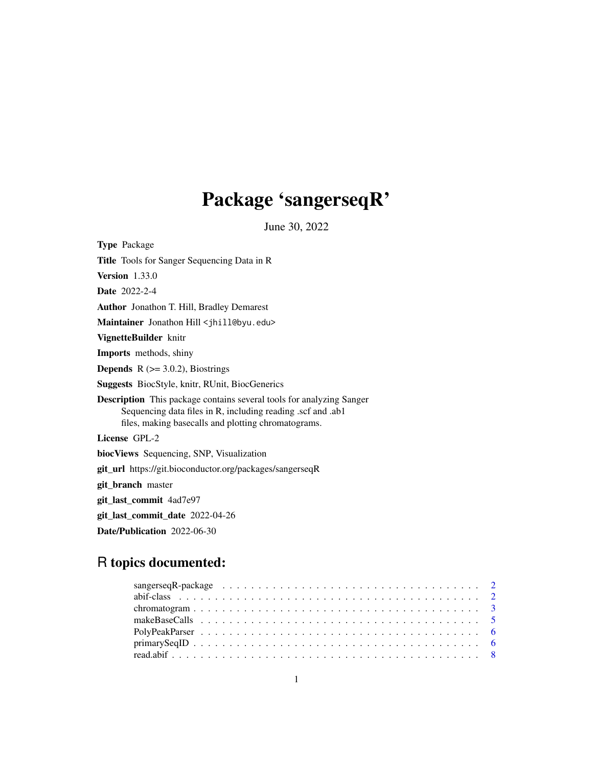# Package 'sangerseqR'

June 30, 2022

**Type** Package

**Title** Tools for Sanger Sequencing Data in R

**Version** 1.33.0

**Date** 2022-2-4

**Author** Jonathon T. Hill, Bradley Demarest

**Maintainer** Jonathon Hill <jhill@byu.edu>

**VignetteBuilder** knitr

**Imports** methods, shiny

**Depends** R (>= 3.0.2), Biostrings

**Suggests** BiocStyle, knitr, RUnit, BiocGenerics

**Description** This package contains several tools for analyzing Sanger Sequencing data files in R, including reading .scf and .ab1 files, making basecalls and plotting chromatograms.

**License** GPL-2

**biocViews** Sequencing, SNP, Visualization

**git_url** https://git.bioconductor.org/packages/sangerseqR

**git_branch** master

**git_last_commit** 4ad7e97

**git_last_commit_date** 2022-04-26

**Date/Publication** 2022-06-30

## R topics documented:

- sangerseqR-package . . . . . . . . . . . . . . . . . . . . . . . . . . . . . . . . . . . . 2
- abif-class . . . . . . . . . . . . . . . . . . . . . . . . . . . . . . . . . . . . . . . . . 2
- chromatogram . . . . . . . . . . . . . . . . . . . . . . . . . . . . . . . . . . . . . . . 3
- makeBaseCalls . . . . . . . . . . . . . . . . . . . . . . . . . . . . . . . . . . . . . . 5
- PolyPeakParser . . . . . . . . . . . . . . . . . . . . . . . . . . . . . . . . . . . . . 6
- primarySeqID . . . . . . . . . . . . . . . . . . . . . . . . . . . . . . . . . . . . . . 6
- read.abif . . . . . . . . . . . . . . . . . . . . . . . . . . . . . . . . . . . . . . . . . 8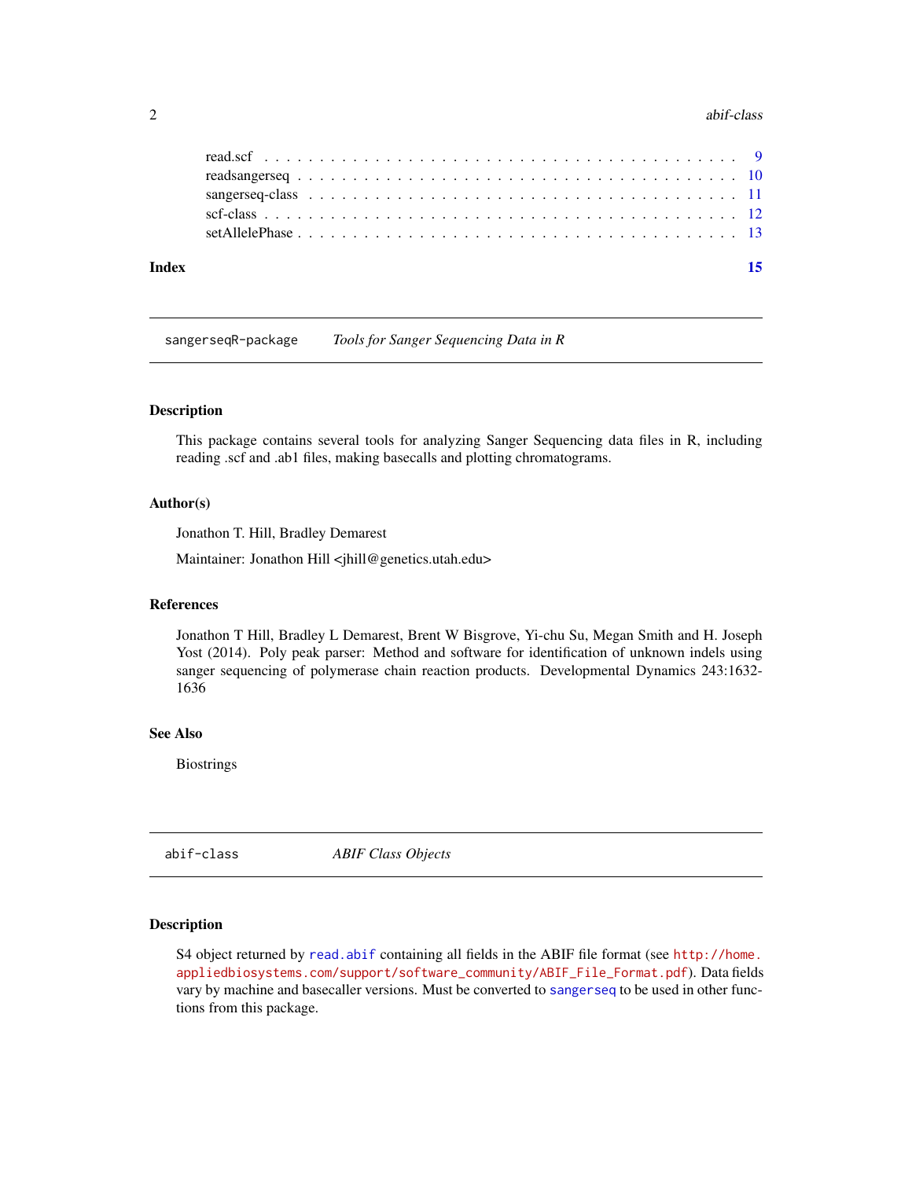read.scf . . . . . . . . . . . . . . . . . . . . . . . . . . . . . . . . . . . . . . . . 9
readsangerseq . . . . . . . . . . . . . . . . . . . . . . . . . . . . . . . . . . . . . 10
sangerseq-class . . . . . . . . . . . . . . . . . . . . . . . . . . . . . . . . . . . . 11
scf-class . . . . . . . . . . . . . . . . . . . . . . . . . . . . . . . . . . . . . . . 12
setAllelePhase . . . . . . . . . . . . . . . . . . . . . . . . . . . . . . . . . . . . 13

**Index** **15**

---

## sangerseqR-package *Tools for Sanger Sequencing Data in R*

---

### Description

This package contains several tools for analyzing Sanger Sequencing data files in R, including reading .scf and .ab1 files, making basecalls and plotting chromatograms.

### Author(s)

Jonathon T. Hill, Bradley Demarest

Maintainer: Jonathon Hill <jhill@genetics.utah.edu>

### References

Jonathon T Hill, Bradley L Demarest, Brent W Bisgrove, Yi-chu Su, Megan Smith and H. Joseph Yost (2014). Poly peak parser: Method and software for identification of unknown indels using sanger sequencing of polymerase chain reaction products. Developmental Dynamics 243:1632-1636

### See Also

Biostrings

---

## abif-class *ABIF Class Objects*

---

### Description

S4 object returned by `read.abif` containing all fields in the ABIF file format (see `http://home.appliedbiosystems.com/support/software_community/ABIF_File_Format.pdf`). Data fields vary by machine and basecaller versions. Must be converted to `sangerseq` to be used in other functions from this package.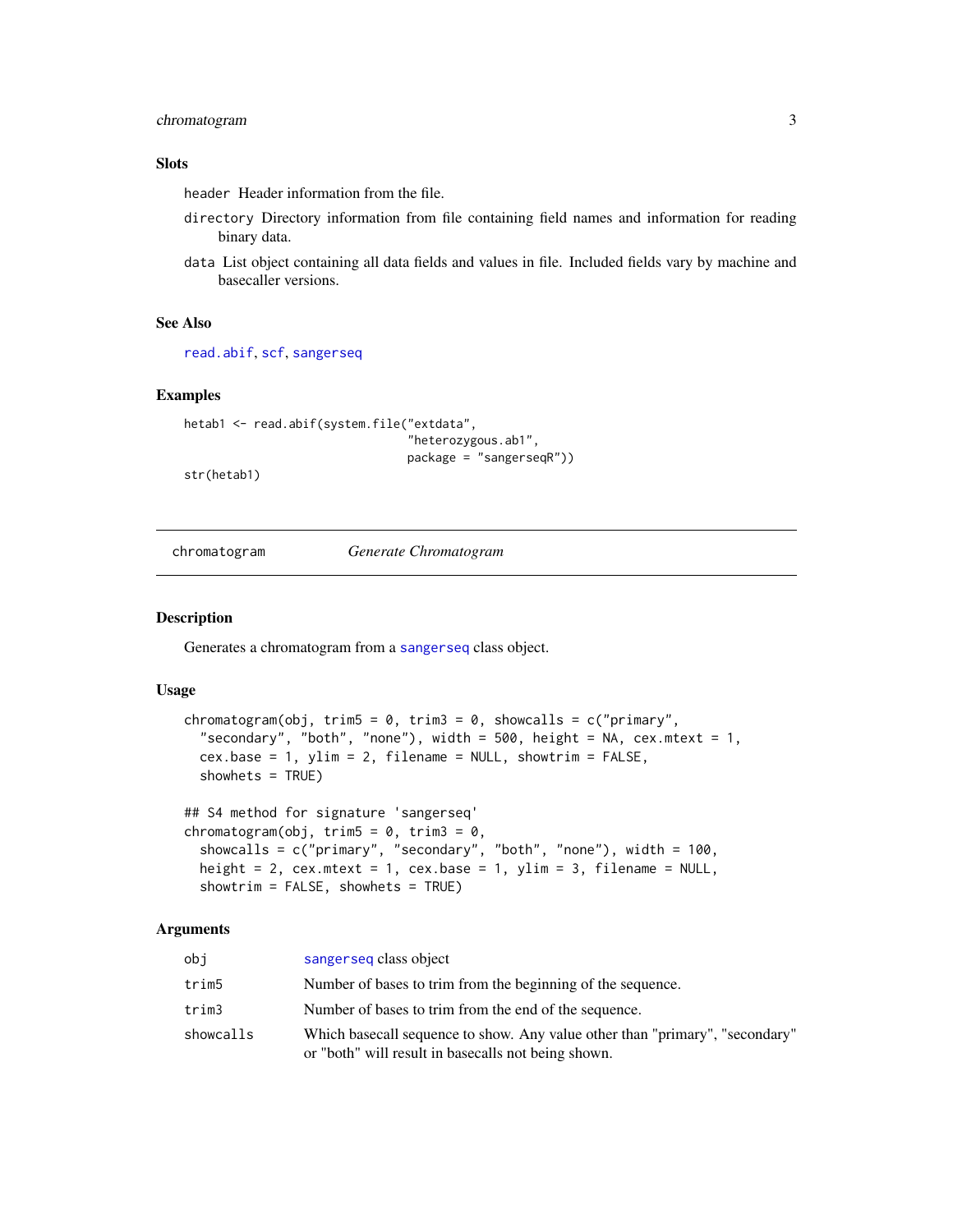### Slots

`header` Header information from the file.

`directory` Directory information from file containing field names and information for reading binary data.

`data` List object containing all data fields and values in file. Included fields vary by machine and basecaller versions.

### See Also

read.abif, scf, sangerseq

### Examples

```
hetab1 <- read.abif(system.file("extdata",
                                "heterozygous.ab1",
                                package = "sangerseqR"))
str(hetab1)
```

---

## chromatogram *Generate Chromatogram*

---

### Description

Generates a chromatogram from a sangerseq class object.

### Usage

```
chromatogram(obj, trim5 = 0, trim3 = 0, showcalls = c("primary",
  "secondary", "both", "none"), width = 500, height = NA, cex.mtext = 1,
  cex.base = 1, ylim = 2, filename = NULL, showtrim = FALSE,
  showhets = TRUE)

## S4 method for signature 'sangerseq'
chromatogram(obj, trim5 = 0, trim3 = 0,
  showcalls = c("primary", "secondary", "both", "none"), width = 100,
  height = 2, cex.mtext = 1, cex.base = 1, ylim = 3, filename = NULL,
  showtrim = FALSE, showhets = TRUE)
```

### Arguments

| | |
|---|---|
| obj | sangerseq class object |
| trim5 | Number of bases to trim from the beginning of the sequence. |
| trim3 | Number of bases to trim from the end of the sequence. |
| showcalls | Which basecall sequence to show. Any value other than "primary", "secondary" or "both" will result in basecalls not being shown. |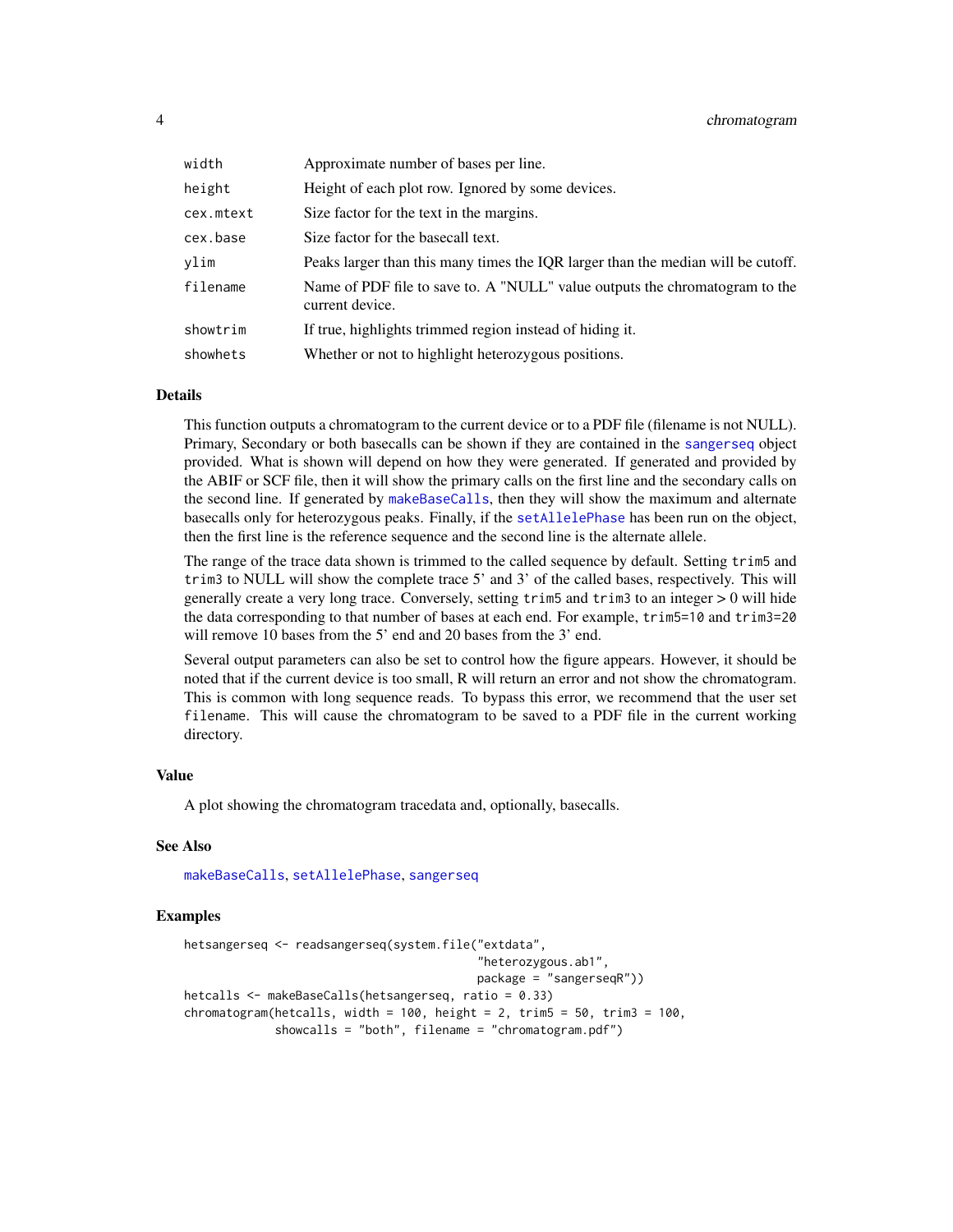| | |
|---|---|
| `width` | Approximate number of bases per line. |
| `height` | Height of each plot row. Ignored by some devices. |
| `cex.mtext` | Size factor for the text in the margins. |
| `cex.base` | Size factor for the basecall text. |
| `ylim` | Peaks larger than this many times the IQR larger than the median will be cutoff. |
| `filename` | Name of PDF file to save to. A "NULL" value outputs the chromatogram to the current device. |
| `showtrim` | If true, highlights trimmed region instead of hiding it. |
| `showhets` | Whether or not to highlight heterozygous positions. |

## Details

This function outputs a chromatogram to the current device or to a PDF file (filename is not NULL). Primary, Secondary or both basecalls can be shown if they are contained in the `sangerseq` object provided. What is shown will depend on how they were generated. If generated and provided by the ABIF or SCF file, then it will show the primary calls on the first line and the secondary calls on the second line. If generated by `makeBaseCalls`, then they will show the maximum and alternate basecalls only for heterozygous peaks. Finally, if the `setAllelePhase` has been run on the object, then the first line is the reference sequence and the second line is the alternate allele.

The range of the trace data shown is trimmed to the called sequence by default. Setting `trim5` and `trim3` to NULL will show the complete trace 5' and 3' of the called bases, respectively. This will generally create a very long trace. Conversely, setting `trim5` and `trim3` to an integer > 0 will hide the data corresponding to that number of bases at each end. For example, `trim5=10` and `trim3=20` will remove 10 bases from the 5' end and 20 bases from the 3' end.

Several output parameters can also be set to control how the figure appears. However, it should be noted that if the current device is too small, R will return an error and not show the chromatogram. This is common with long sequence reads. To bypass this error, we recommend that the user set `filename`. This will cause the chromatogram to be saved to a PDF file in the current working directory.

## Value

A plot showing the chromatogram tracedata and, optionally, basecalls.

## See Also

`makeBaseCalls`, `setAllelePhase`, `sangerseq`

## Examples

```
hetsangerseq <- readsangerseq(system.file("extdata",
                                          "heterozygous.ab1",
                                          package = "sangerseqR"))
hetcalls <- makeBaseCalls(hetsangerseq, ratio = 0.33)
chromatogram(hetcalls, width = 100, height = 2, trim5 = 50, trim3 = 100,
             showcalls = "both", filename = "chromatogram.pdf")
```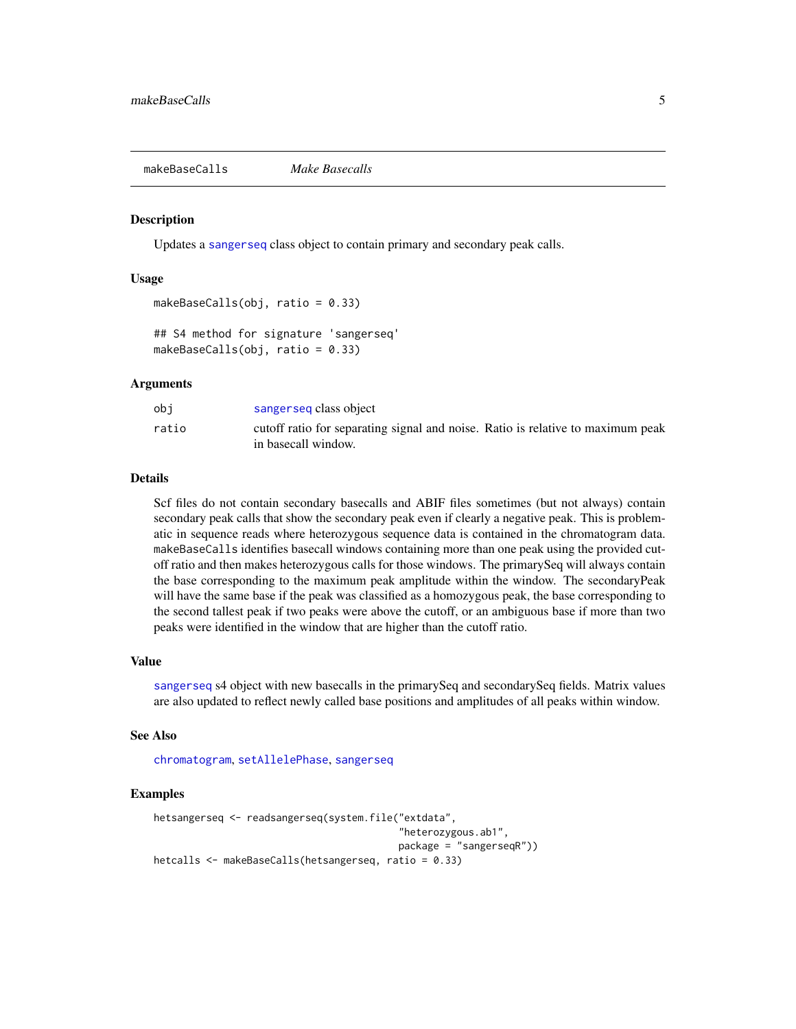# makeBaseCalls *Make Basecalls*

## Description

Updates a sangerseq class object to contain primary and secondary peak calls.

## Usage

```
makeBaseCalls(obj, ratio = 0.33)

## S4 method for signature 'sangerseq'
makeBaseCalls(obj, ratio = 0.33)
```

## Arguments

| | |
|---|---|
| `obj` | sangerseq class object |
| `ratio` | cutoff ratio for separating signal and noise. Ratio is relative to maximum peak in basecall window. |

## Details

Scf files do not contain secondary basecalls and ABIF files sometimes (but not always) contain secondary peak calls that show the secondary peak even if clearly a negative peak. This is problematic in sequence reads where heterozygous sequence data is contained in the chromatogram data. `makeBaseCalls` identifies basecall windows containing more than one peak using the provided cutoff ratio and then makes heterozygous calls for those windows. The primarySeq will always contain the base corresponding to the maximum peak amplitude within the window. The secondaryPeak will have the same base if the peak was classified as a homozygous peak, the base corresponding to the second tallest peak if two peaks were above the cutoff, or an ambiguous base if more than two peaks were identified in the window that are higher than the cutoff ratio.

## Value

sangerseq s4 object with new basecalls in the primarySeq and secondarySeq fields. Matrix values are also updated to reflect newly called base positions and amplitudes of all peaks within window.

## See Also

chromatogram, setAllelePhase, sangerseq

## Examples

```
hetsangerseq <- readsangerseq(system.file("extdata",
                                          "heterozygous.ab1",
                                          package = "sangerseqR"))
hetcalls <- makeBaseCalls(hetsangerseq, ratio = 0.33)
```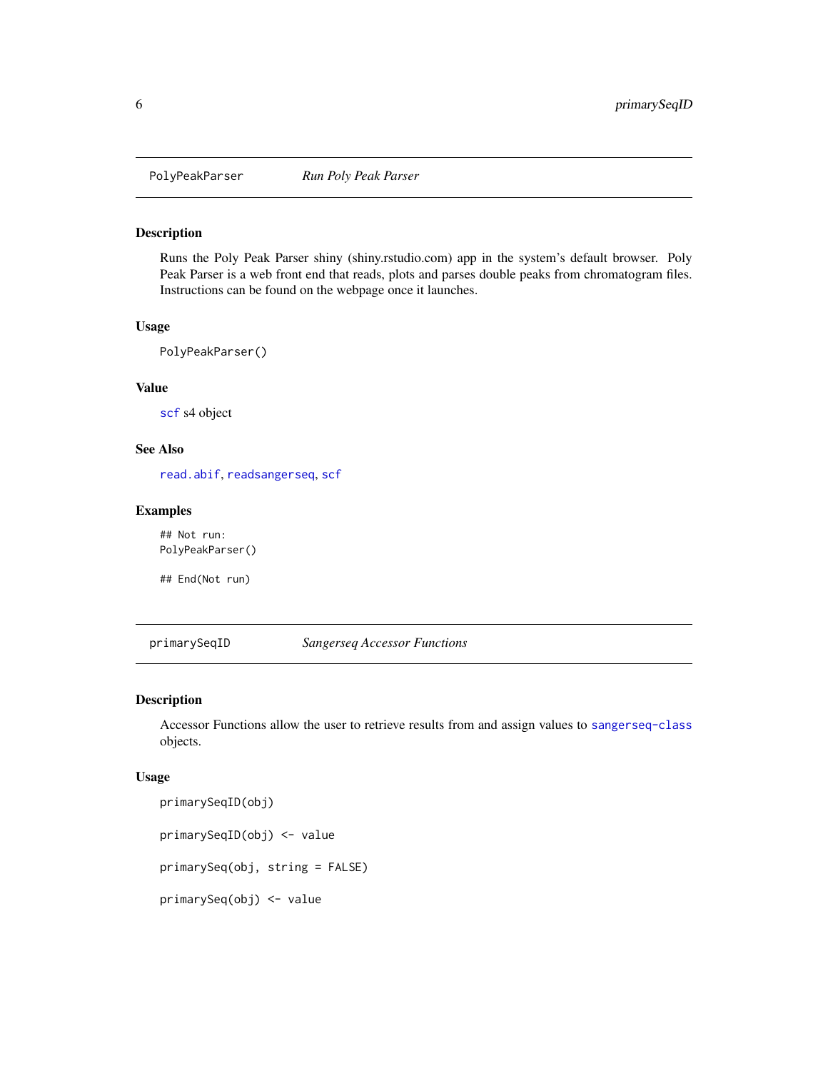## PolyPeakParser *Run Poly Peak Parser*

### Description

Runs the Poly Peak Parser shiny (shiny.rstudio.com) app in the system's default browser. Poly Peak Parser is a web front end that reads, plots and parses double peaks from chromatogram files. Instructions can be found on the webpage once it launches.

### Usage

```
PolyPeakParser()
```

### Value

`scf` s4 object

### See Also

`read.abif`, `readsangerseq`, `scf`

### Examples

```
## Not run:
PolyPeakParser()

## End(Not run)
```

## primarySeqID *Sangerseq Accessor Functions*

### Description

Accessor Functions allow the user to retrieve results from and assign values to `sangerseq-class` objects.

### Usage

```
primarySeqID(obj)

primarySeqID(obj) <- value

primarySeq(obj, string = FALSE)

primarySeq(obj) <- value
```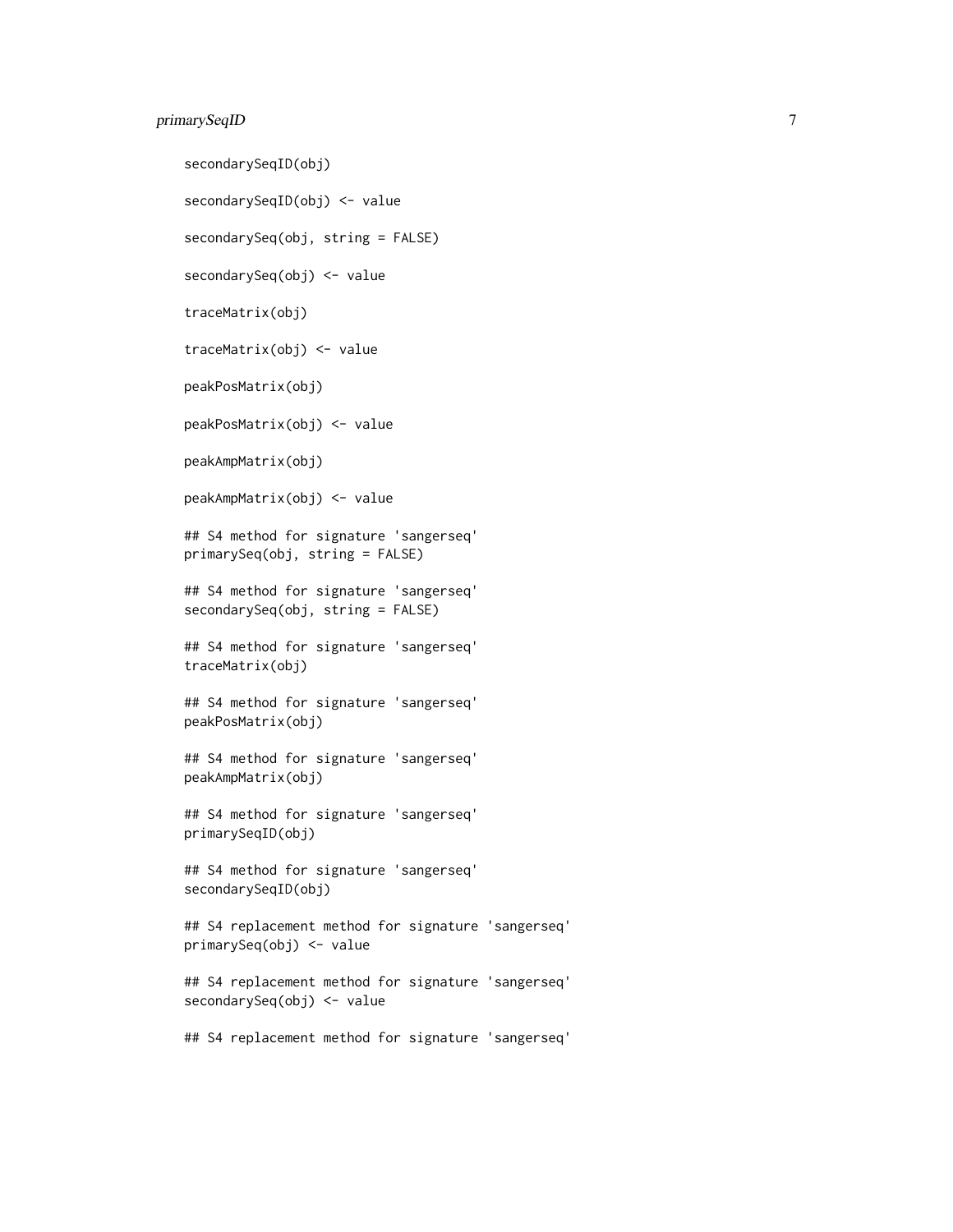```
secondarySeqID(obj)

secondarySeqID(obj) <- value

secondarySeq(obj, string = FALSE)

secondarySeq(obj) <- value

traceMatrix(obj)

traceMatrix(obj) <- value

peakPosMatrix(obj)

peakPosMatrix(obj) <- value

peakAmpMatrix(obj)

peakAmpMatrix(obj) <- value

## S4 method for signature 'sangerseq'
primarySeq(obj, string = FALSE)

## S4 method for signature 'sangerseq'
secondarySeq(obj, string = FALSE)

## S4 method for signature 'sangerseq'
traceMatrix(obj)

## S4 method for signature 'sangerseq'
peakPosMatrix(obj)

## S4 method for signature 'sangerseq'
peakAmpMatrix(obj)

## S4 method for signature 'sangerseq'
primarySeqID(obj)

## S4 method for signature 'sangerseq'
secondarySeqID(obj)

## S4 replacement method for signature 'sangerseq'
primarySeq(obj) <- value

## S4 replacement method for signature 'sangerseq'
secondarySeq(obj) <- value

## S4 replacement method for signature 'sangerseq'
```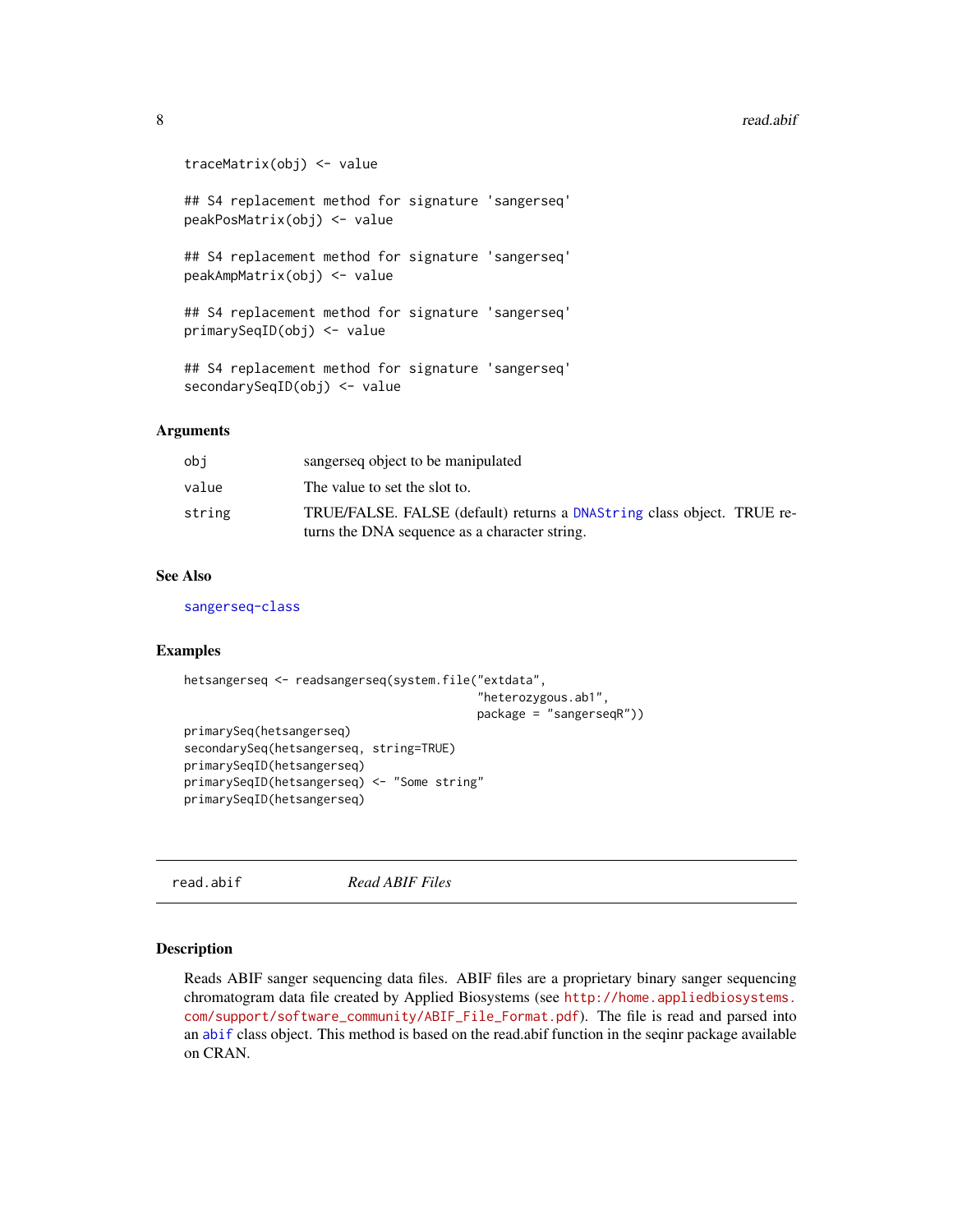```
traceMatrix(obj) <- value

## S4 replacement method for signature 'sangerseq'
peakPosMatrix(obj) <- value

## S4 replacement method for signature 'sangerseq'
peakAmpMatrix(obj) <- value

## S4 replacement method for signature 'sangerseq'
primarySeqID(obj) <- value

## S4 replacement method for signature 'sangerseq'
secondarySeqID(obj) <- value
```

### Arguments

| | |
|---|---|
| `obj` | sangerseq object to be manipulated |
| `value` | The value to set the slot to. |
| `string` | TRUE/FALSE. FALSE (default) returns a `DNAString` class object. TRUE returns the DNA sequence as a character string. |

### See Also

`sangerseq-class`

### Examples

```
hetsangerseq <- readsangerseq(system.file("extdata",
                                          "heterozygous.ab1",
                                          package = "sangerseqR"))
primarySeq(hetsangerseq)
secondarySeq(hetsangerseq, string=TRUE)
primarySeqID(hetsangerseq)
primarySeqID(hetsangerseq) <- "Some string"
primarySeqID(hetsangerseq)
```

---

## read.abif — *Read ABIF Files*

---

### Description

Reads ABIF sanger sequencing data files. ABIF files are a proprietary binary sanger sequencing chromatogram data file created by Applied Biosystems (see http://home.appliedbiosystems.com/support/software_community/ABIF_File_Format.pdf). The file is read and parsed into an `abif` class object. This method is based on the read.abif function in the seqinr package available on CRAN.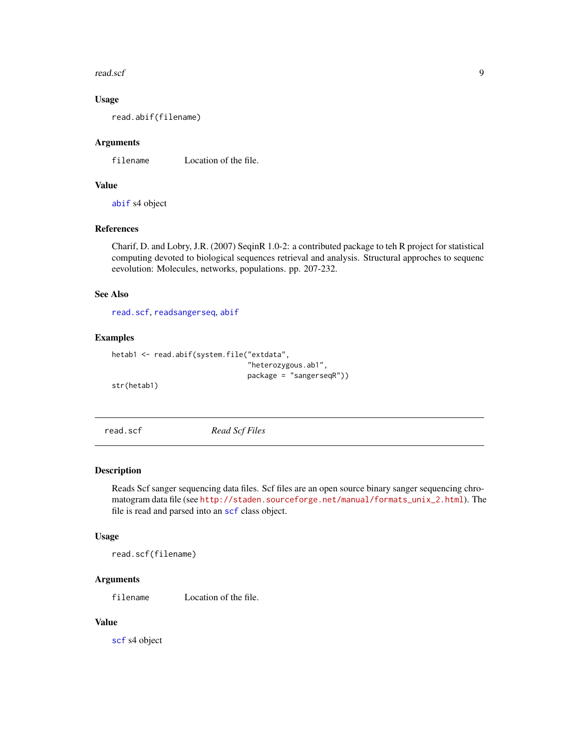### Usage

```
read.abif(filename)
```

### Arguments

filename Location of the file.

### Value

abif s4 object

### References

Charif, D. and Lobry, J.R. (2007) SeqinR 1.0-2: a contributed package to teh R project for statistical computing devoted to biological sequences retrieval and analysis. Structural approches to sequenc eevolution: Molecules, networks, populations. pp. 207-232.

### See Also

read.scf, readsangerseq, abif

### Examples

```
hetab1 <- read.abif(system.file("extdata",
                                "heterozygous.ab1",
                                package = "sangerseqR"))
str(hetab1)
```

---

## read.scf *Read Scf Files*

---

### Description

Reads Scf sanger sequencing data files. Scf files are an open source binary sanger sequencing chromatogram data file (see http://staden.sourceforge.net/manual/formats_unix_2.html). The file is read and parsed into an scf class object.

### Usage

```
read.scf(filename)
```

### Arguments

filename Location of the file.

### Value

scf s4 object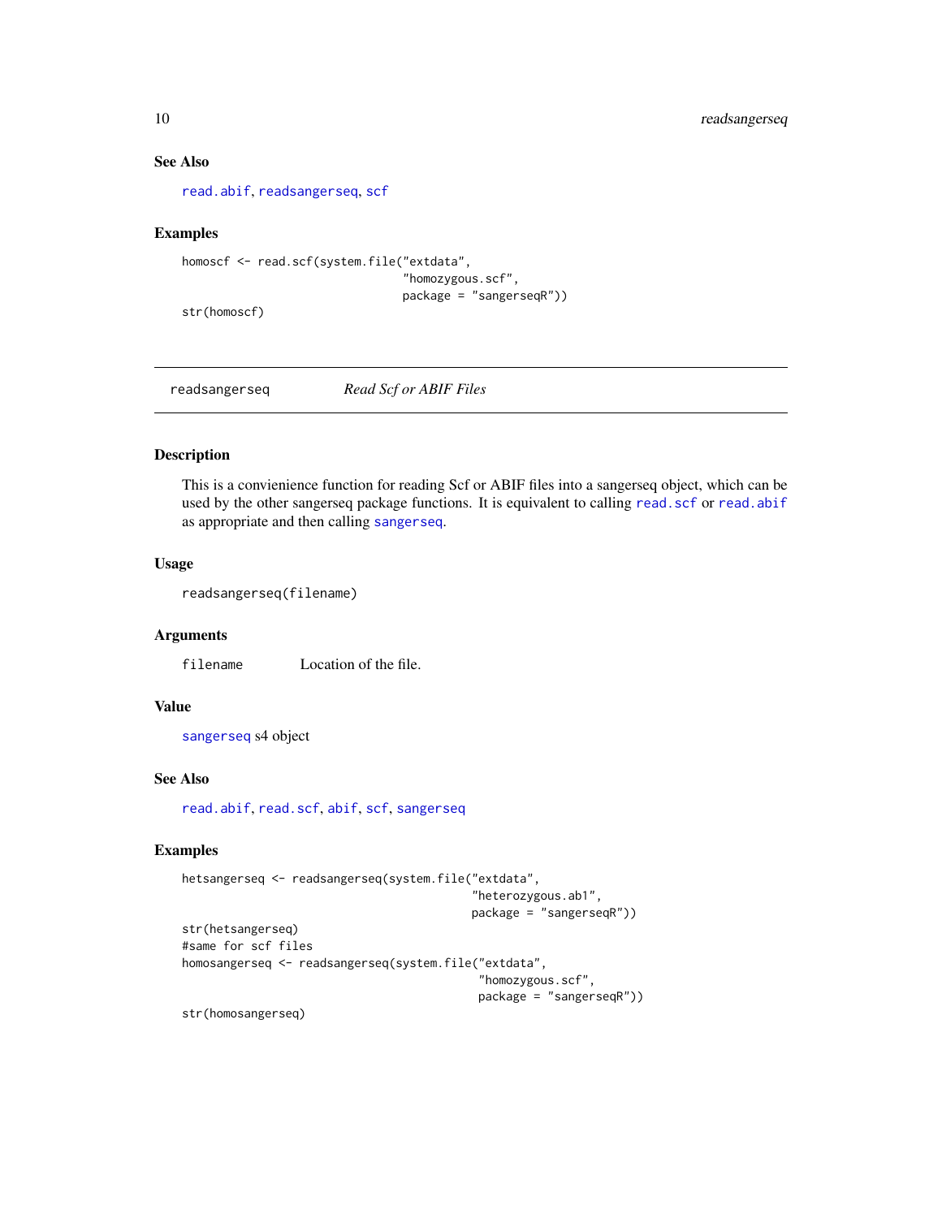### See Also

read.abif, readsangerseq, scf

### Examples

```
homoscf <- read.scf(system.file("extdata",
                                "homozygous.scf",
                                package = "sangerseqR"))
str(homoscf)
```

---

## readsangerseq — *Read Scf or ABIF Files*

---

### Description

This is a convienience function for reading Scf or ABIF files into a sangerseq object, which can be used by the other sangerseq package functions. It is equivalent to calling read.scf or read.abif as appropriate and then calling sangerseq.

### Usage

```
readsangerseq(filename)
```

### Arguments

| | |
|---|---|
| filename | Location of the file. |

### Value

sangerseq s4 object

### See Also

read.abif, read.scf, abif, scf, sangerseq

### Examples

```
hetsangerseq <- readsangerseq(system.file("extdata",
                                          "heterozygous.ab1",
                                          package = "sangerseqR"))
str(hetsangerseq)
#same for scf files
homosangerseq <- readsangerseq(system.file("extdata",
                                           "homozygous.scf",
                                           package = "sangerseqR"))
str(homosangerseq)
```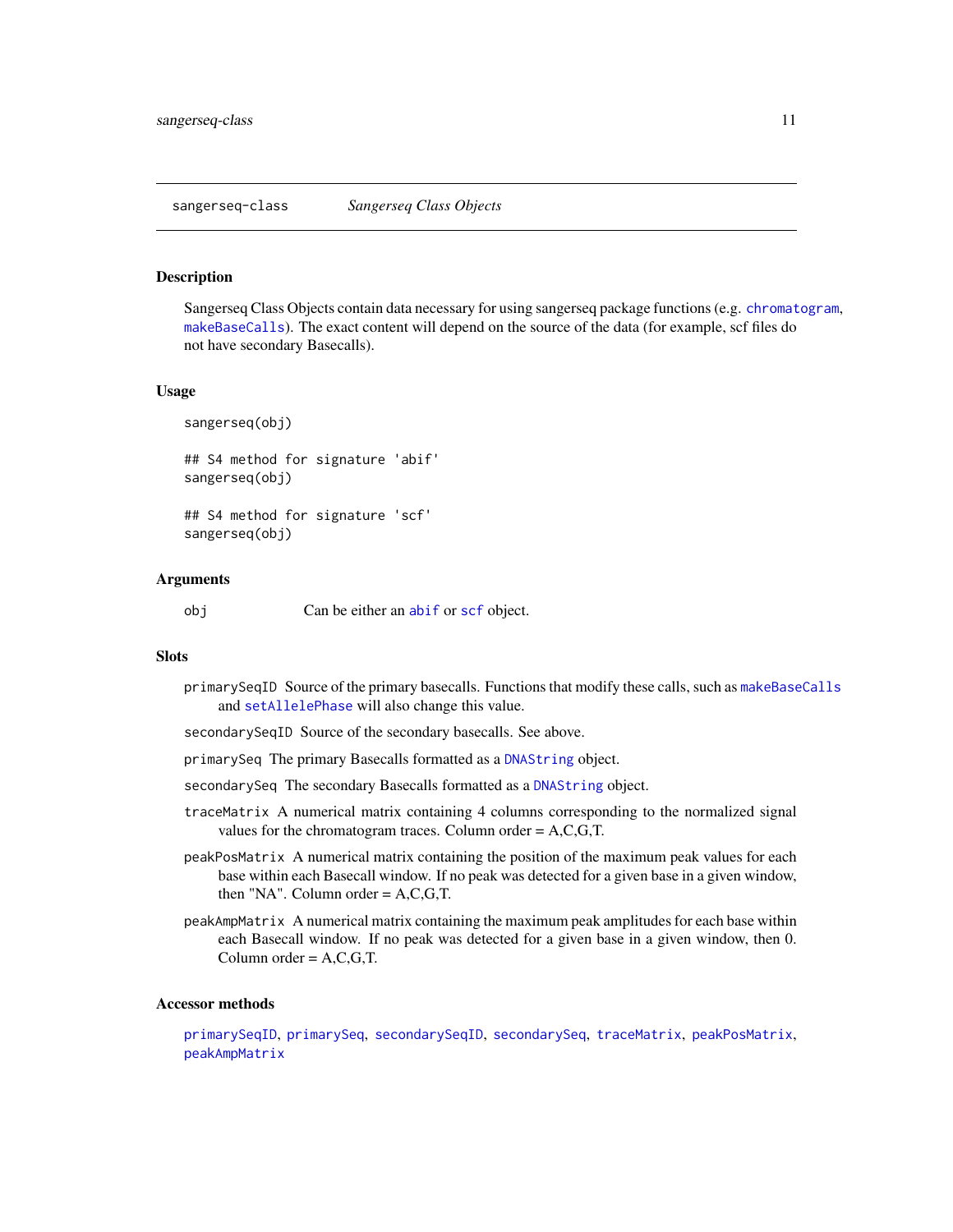sangerseq-class *Sangerseq Class Objects*

## Description

Sangerseq Class Objects contain data necessary for using sangerseq package functions (e.g. chromatogram, makeBaseCalls). The exact content will depend on the source of the data (for example, scf files do not have secondary Basecalls).

## Usage

```
sangerseq(obj)

## S4 method for signature 'abif'
sangerseq(obj)

## S4 method for signature 'scf'
sangerseq(obj)
```

## Arguments

obj Can be either an abif or scf object.

## Slots

- `primarySeqID` Source of the primary basecalls. Functions that modify these calls, such as makeBaseCalls and setAllelePhase will also change this value.
- `secondarySeqID` Source of the secondary basecalls. See above.
- `primarySeq` The primary Basecalls formatted as a DNAString object.
- `secondarySeq` The secondary Basecalls formatted as a DNAString object.
- `traceMatrix` A numerical matrix containing 4 columns corresponding to the normalized signal values for the chromatogram traces. Column order = A,C,G,T.
- `peakPosMatrix` A numerical matrix containing the position of the maximum peak values for each base within each Basecall window. If no peak was detected for a given base in a given window, then "NA". Column order = A,C,G,T.
- `peakAmpMatrix` A numerical matrix containing the maximum peak amplitudes for each base within each Basecall window. If no peak was detected for a given base in a given window, then 0. Column order = A,C,G,T.

## Accessor methods

primarySeqID, primarySeq, secondarySeqID, secondarySeq, traceMatrix, peakPosMatrix, peakAmpMatrix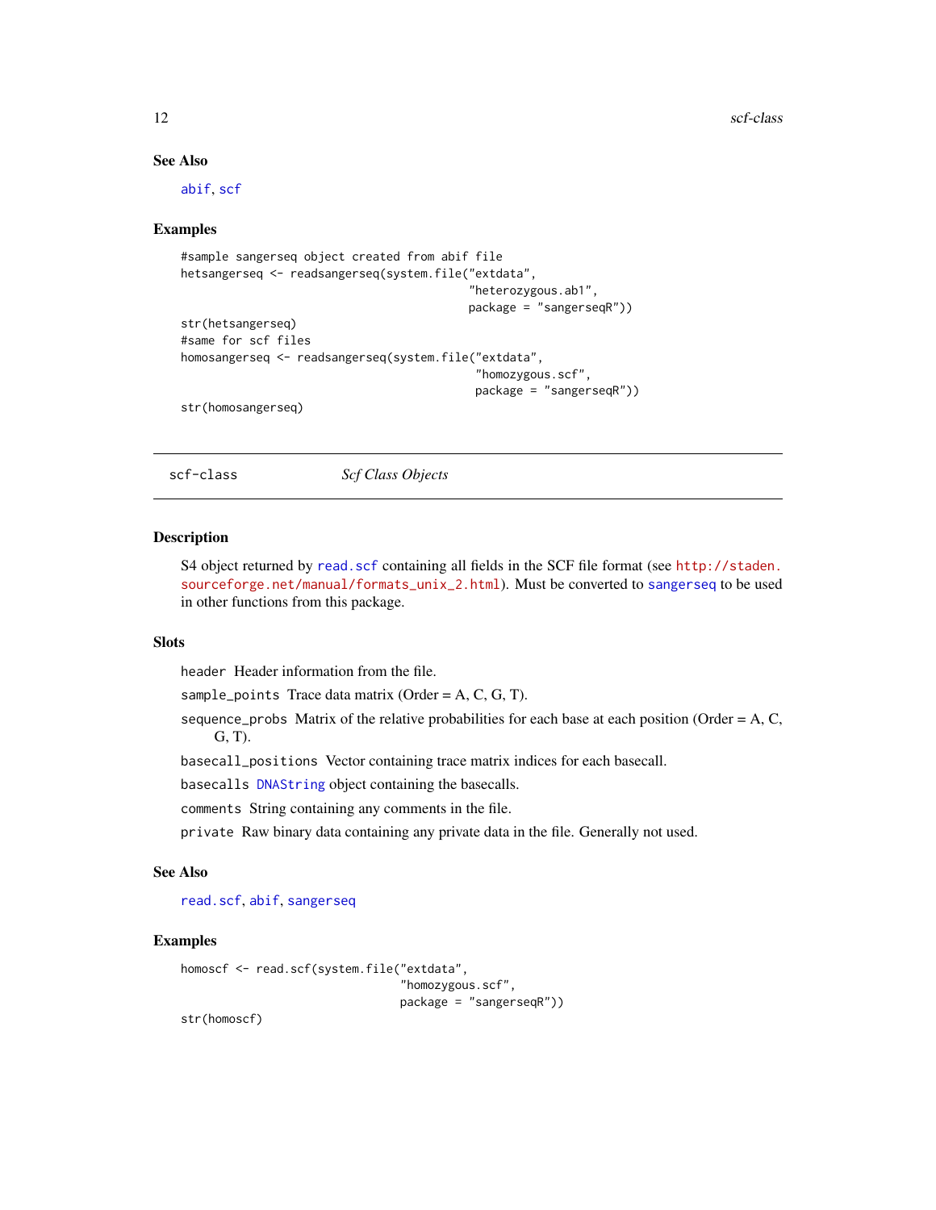### See Also

abif, scf

### Examples

```
#sample sangerseq object created from abif file
hetsangerseq <- readsangerseq(system.file("extdata",
                                           "heterozygous.ab1",
                                           package = "sangerseqR"))
str(hetsangerseq)
#same for scf files
homosangerseq <- readsangerseq(system.file("extdata",
                                            "homozygous.scf",
                                            package = "sangerseqR"))
str(homosangerseq)
```

---

## scf-class — *Scf Class Objects*

---

### Description

S4 object returned by read.scf containing all fields in the SCF file format (see http://staden.sourceforge.net/manual/formats_unix_2.html). Must be converted to sangerseq to be used in other functions from this package.

### Slots

- `header` Header information from the file.
- `sample_points` Trace data matrix (Order = A, C, G, T).
- `sequence_probs` Matrix of the relative probabilities for each base at each position (Order = A, C, G, T).
- `basecall_positions` Vector containing trace matrix indices for each basecall.
- `basecalls` DNAString object containing the basecalls.
- `comments` String containing any comments in the file.
- `private` Raw binary data containing any private data in the file. Generally not used.

### See Also

read.scf, abif, sangerseq

### Examples

```
homoscf <- read.scf(system.file("extdata",
                                "homozygous.scf",
                                package = "sangerseqR"))
str(homoscf)
```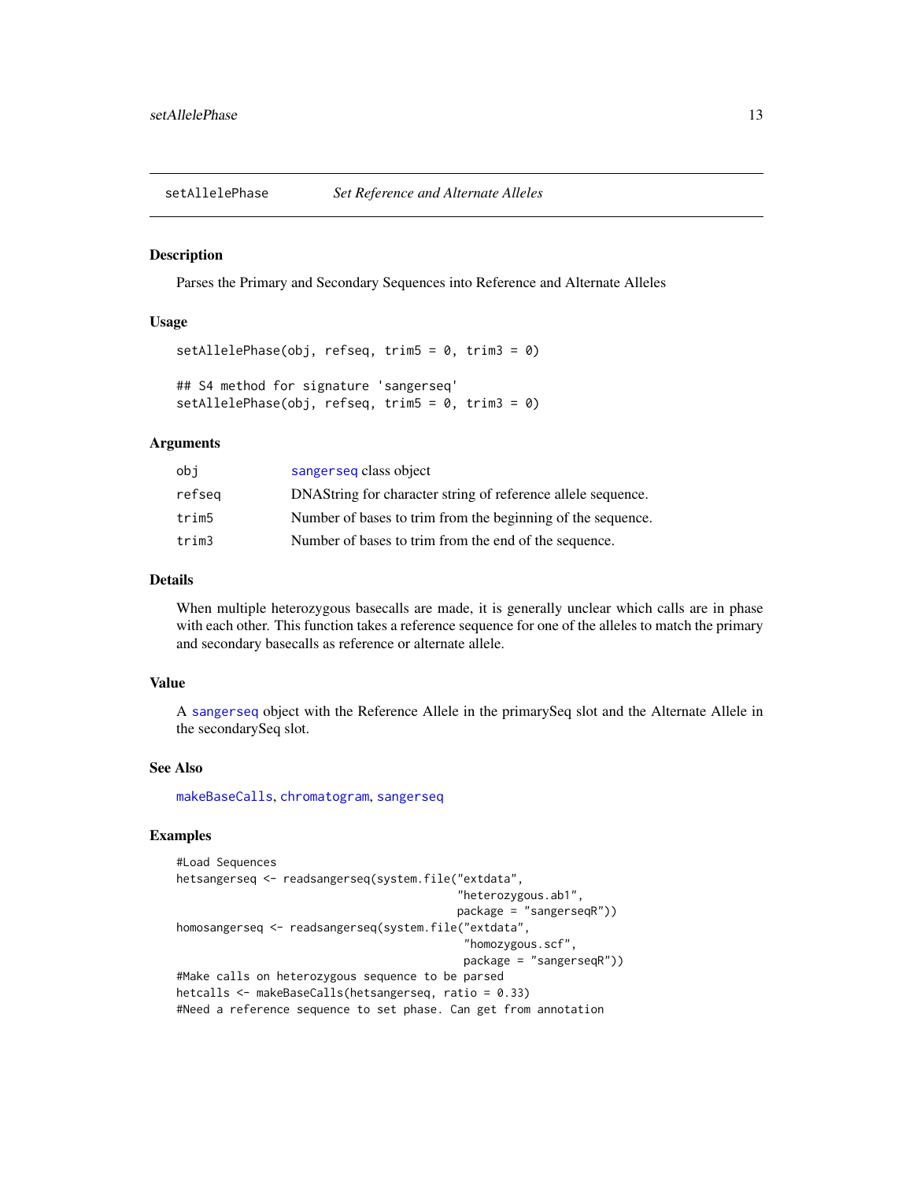## setAllelePhase *Set Reference and Alternate Alleles*

### Description

Parses the Primary and Secondary Sequences into Reference and Alternate Alleles

### Usage

```
setAllelePhase(obj, refseq, trim5 = 0, trim3 = 0)

## S4 method for signature 'sangerseq'
setAllelePhase(obj, refseq, trim5 = 0, trim3 = 0)
```

### Arguments

| | |
|---|---|
| obj | sangerseq class object |
| refseq | DNAString for character string of reference allele sequence. |
| trim5 | Number of bases to trim from the beginning of the sequence. |
| trim3 | Number of bases to trim from the end of the sequence. |

### Details

When multiple heterozygous basecalls are made, it is generally unclear which calls are in phase with each other. This function takes a reference sequence for one of the alleles to match the primary and secondary basecalls as reference or alternate allele.

### Value

A sangerseq object with the Reference Allele in the primarySeq slot and the Alternate Allele in the secondarySeq slot.

### See Also

makeBaseCalls, chromatogram, sangerseq

### Examples

```
#Load Sequences
hetsangerseq <- readsangerseq(system.file("extdata",
                                          "heterozygous.ab1",
                                          package = "sangerseqR"))
homosangerseq <- readsangerseq(system.file("extdata",
                                           "homozygous.scf",
                                           package = "sangerseqR"))
#Make calls on heterozygous sequence to be parsed
hetcalls <- makeBaseCalls(hetsangerseq, ratio = 0.33)
#Need a reference sequence to set phase. Can get from annotation
```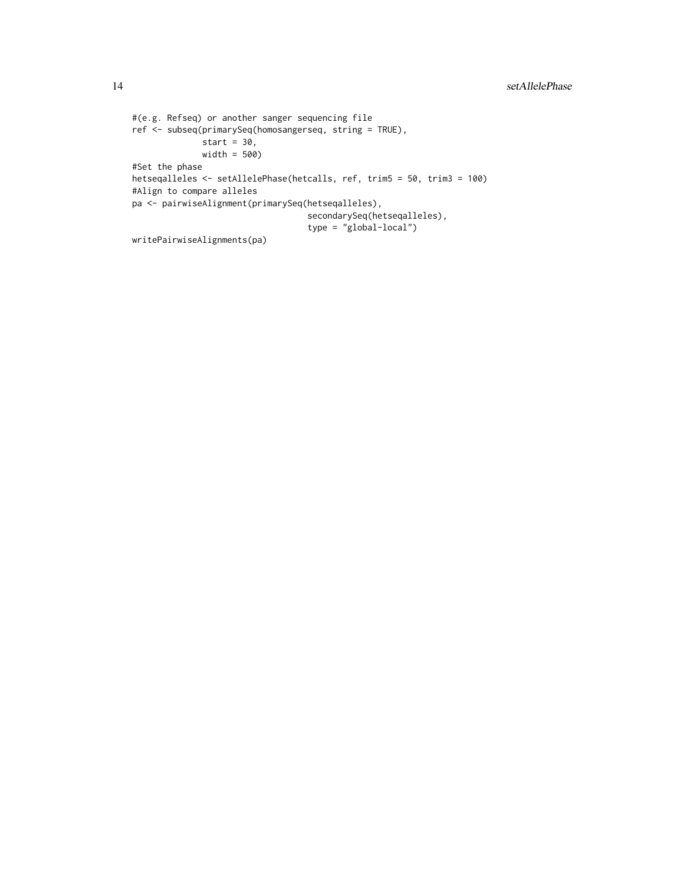```
#(e.g. Refseq) or another sanger sequencing file
ref <- subseq(primarySeq(homosangerseq, string = TRUE),
              start = 30,
              width = 500)
#Set the phase
hetseqalleles <- setAllelePhase(hetcalls, ref, trim5 = 50, trim3 = 100)
#Align to compare alleles
pa <- pairwiseAlignment(primarySeq(hetseqalleles),
                                    secondarySeq(hetseqalleles),
                                    type = "global-local")
writePairwiseAlignments(pa)
```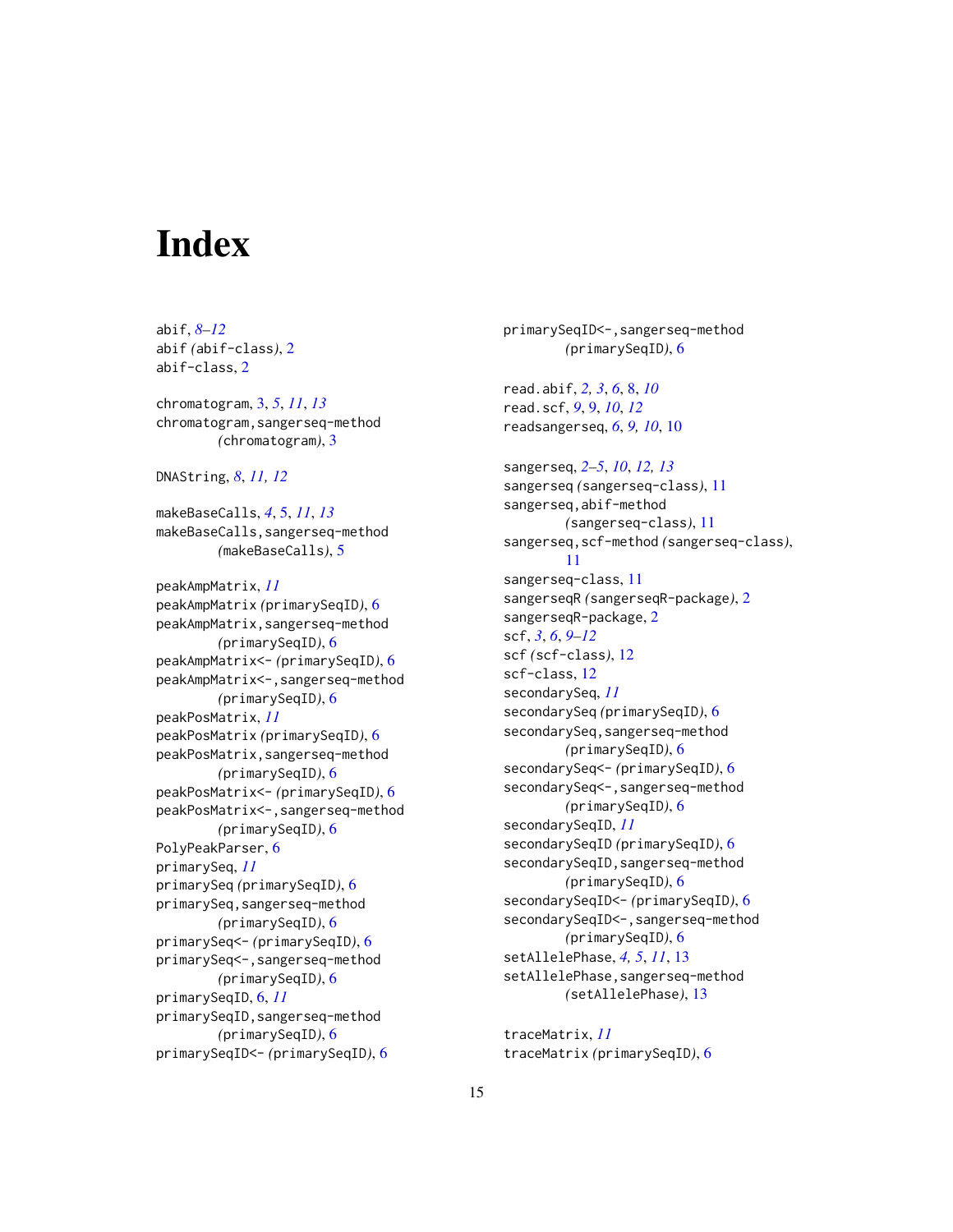# Index

abif, *8–12*
abif *(abif-class)*, 2
abif-class, 2

chromatogram, 3, *5*, *11*, *13*
chromatogram,sangerseq-method *(chromatogram)*, 3

DNAString, *8*, *11, 12*

makeBaseCalls, *4*, 5, *11*, *13*
makeBaseCalls,sangerseq-method *(makeBaseCalls)*, 5

peakAmpMatrix, *11*
peakAmpMatrix *(primarySeqID)*, 6
peakAmpMatrix,sangerseq-method *(primarySeqID)*, 6
peakAmpMatrix<- *(primarySeqID)*, 6
peakAmpMatrix<-,sangerseq-method *(primarySeqID)*, 6
peakPosMatrix, *11*
peakPosMatrix *(primarySeqID)*, 6
peakPosMatrix,sangerseq-method *(primarySeqID)*, 6
peakPosMatrix<- *(primarySeqID)*, 6
peakPosMatrix<-,sangerseq-method *(primarySeqID)*, 6
PolyPeakParser, 6
primarySeq, *11*
primarySeq *(primarySeqID)*, 6
primarySeq,sangerseq-method *(primarySeqID)*, 6
primarySeq<- *(primarySeqID)*, 6
primarySeq<-,sangerseq-method *(primarySeqID)*, 6
primarySeqID, 6, *11*
primarySeqID,sangerseq-method *(primarySeqID)*, 6
primarySeqID<- *(primarySeqID)*, 6
primarySeqID<-,sangerseq-method *(primarySeqID)*, 6

read.abif, *2, 3*, *6*, 8, *10*
read.scf, *9*, 9, *10*, *12*
readsangerseq, *6*, *9, 10*, 10

sangerseq, *2–5*, *10*, *12, 13*
sangerseq *(sangerseq-class)*, 11
sangerseq,abif-method *(sangerseq-class)*, 11
sangerseq,scf-method *(sangerseq-class)*, 11
sangerseq-class, 11
sangerseqR *(sangerseqR-package)*, 2
sangerseqR-package, 2
scf, *3*, *6*, *9–12*
scf *(scf-class)*, 12
scf-class, 12
secondarySeq, *11*
secondarySeq *(primarySeqID)*, 6
secondarySeq,sangerseq-method *(primarySeqID)*, 6
secondarySeq<- *(primarySeqID)*, 6
secondarySeq<-,sangerseq-method *(primarySeqID)*, 6
secondarySeqID, *11*
secondarySeqID *(primarySeqID)*, 6
secondarySeqID,sangerseq-method *(primarySeqID)*, 6
secondarySeqID<- *(primarySeqID)*, 6
secondarySeqID<-,sangerseq-method *(primarySeqID)*, 6
setAllelePhase, *4, 5*, *11*, 13
setAllelePhase,sangerseq-method *(setAllelePhase)*, 13

traceMatrix, *11*
traceMatrix *(primarySeqID)*, 6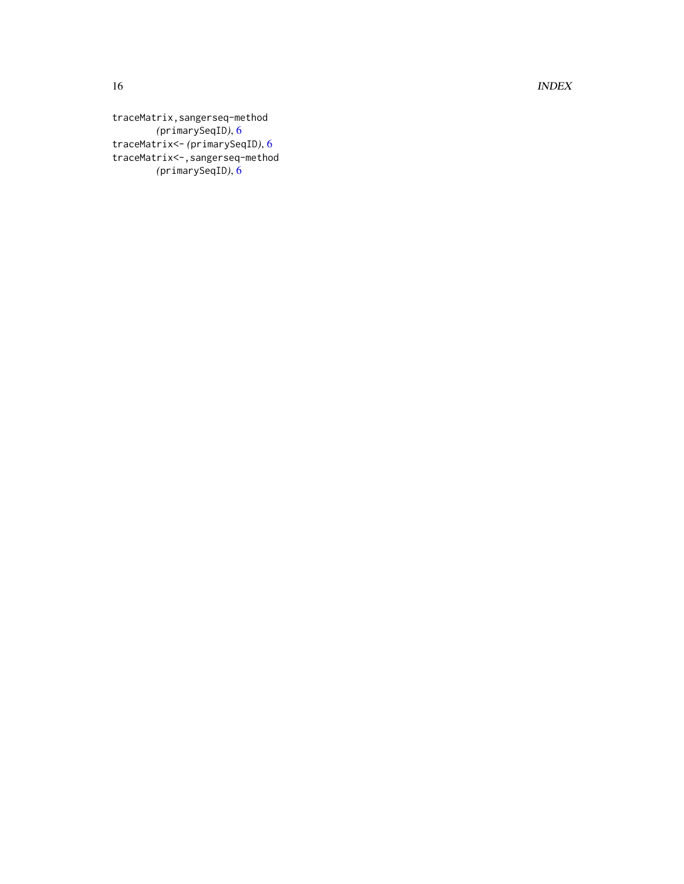traceMatrix,sangerseq-method
        (primarySeqID), 6
traceMatrix<- (primarySeqID), 6
traceMatrix<-,sangerseq-method
        (primarySeqID), 6